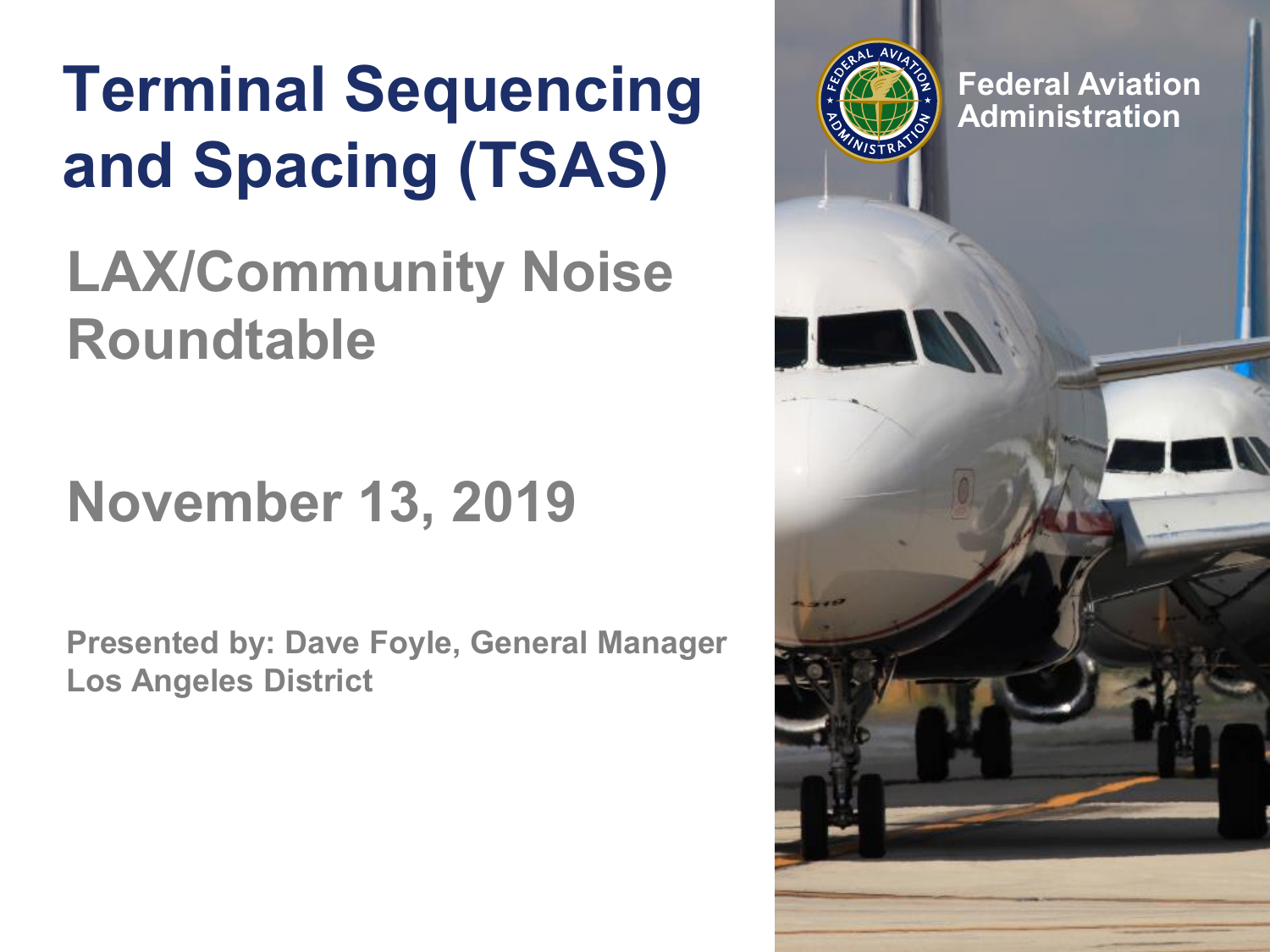# Terminal Sequencing and Spacing (TSAS)

## LAX/Community Noise Roundtable

## November 13, 2019

**Presented by: Dave Foyle, General Manager**
**Los Angeles District**

Federal Aviation Administration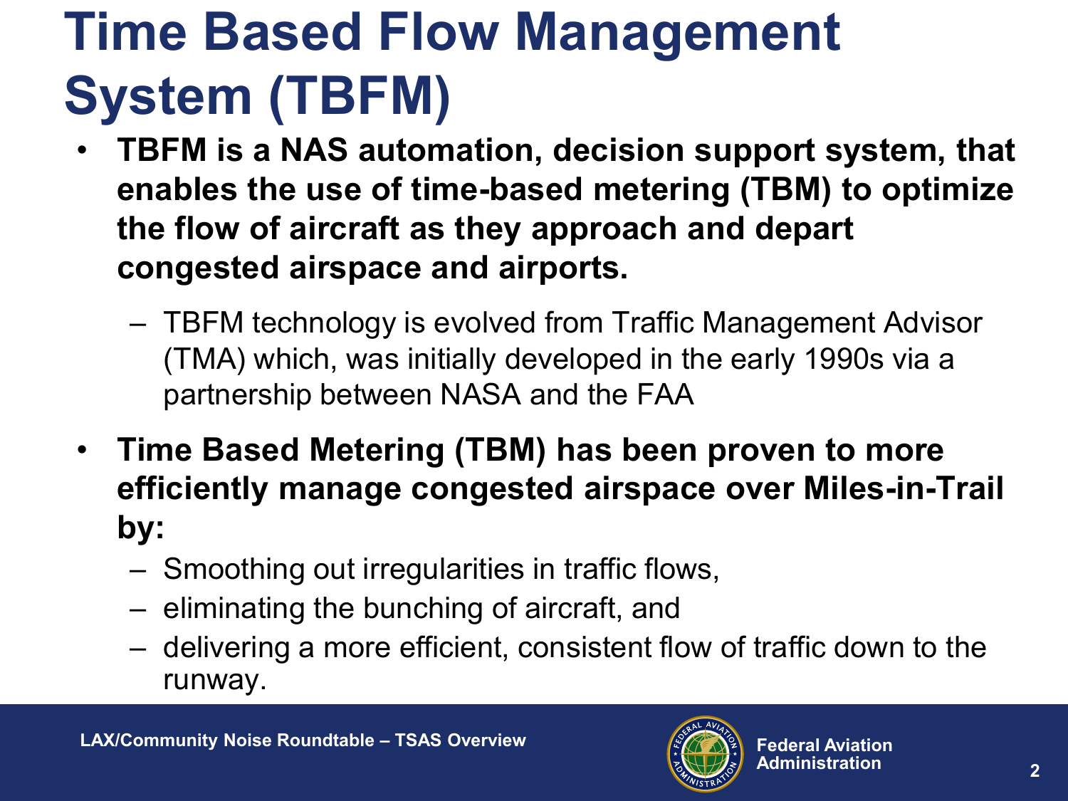# Time Based Flow Management System (TBFM)

- **TBFM is a NAS automation, decision support system, that enables the use of time-based metering (TBM) to optimize the flow of aircraft as they approach and depart congested airspace and airports.**
  - TBFM technology is evolved from Traffic Management Advisor (TMA) which, was initially developed in the early 1990s via a partnership between NASA and the FAA
- **Time Based Metering (TBM) has been proven to more efficiently manage congested airspace over Miles-in-Trail by:**
  - Smoothing out irregularities in traffic flows,
  - eliminating the bunching of aircraft, and
  - delivering a more efficient, consistent flow of traffic down to the runway.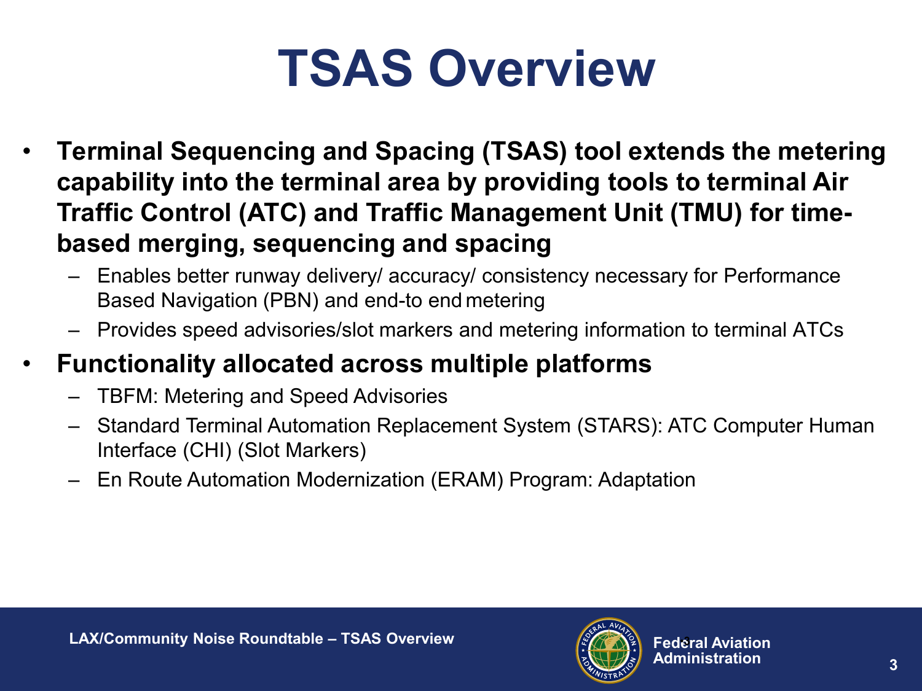# TSAS Overview

- **Terminal Sequencing and Spacing (TSAS) tool extends the metering capability into the terminal area by providing tools to terminal Air Traffic Control (ATC) and Traffic Management Unit (TMU) for time-based merging, sequencing and spacing**
  - Enables better runway delivery/ accuracy/ consistency necessary for Performance Based Navigation (PBN) and end-to end metering
  - Provides speed advisories/slot markers and metering information to terminal ATCs
- **Functionality allocated across multiple platforms**
  - TBFM: Metering and Speed Advisories
  - Standard Terminal Automation Replacement System (STARS): ATC Computer Human Interface (CHI) (Slot Markers)
  - En Route Automation Modernization (ERAM) Program: Adaptation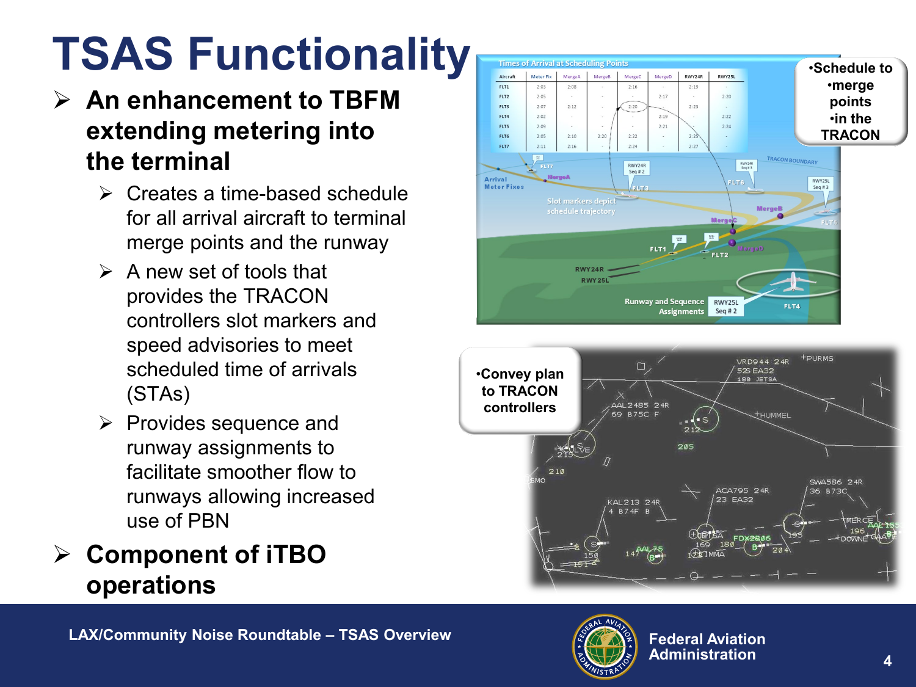# TSAS Functionality

- **An enhancement to TBFM extending metering into the terminal**
  - Creates a time-based schedule for all arrival aircraft to terminal merge points and the runway
  - A new set of tools that provides the TRACON controllers slot markers and speed advisories to meet scheduled time of arrivals (STAs)
  - Provides sequence and runway assignments to facilitate smoother flow to runways allowing increased use of PBN
- **Component of iTBO operations**

- **Schedule to**
  - **merge points**
  - **in the TRACON**

- **Convey plan to TRACON controllers**

LAX/Community Noise Roundtable – TSAS Overview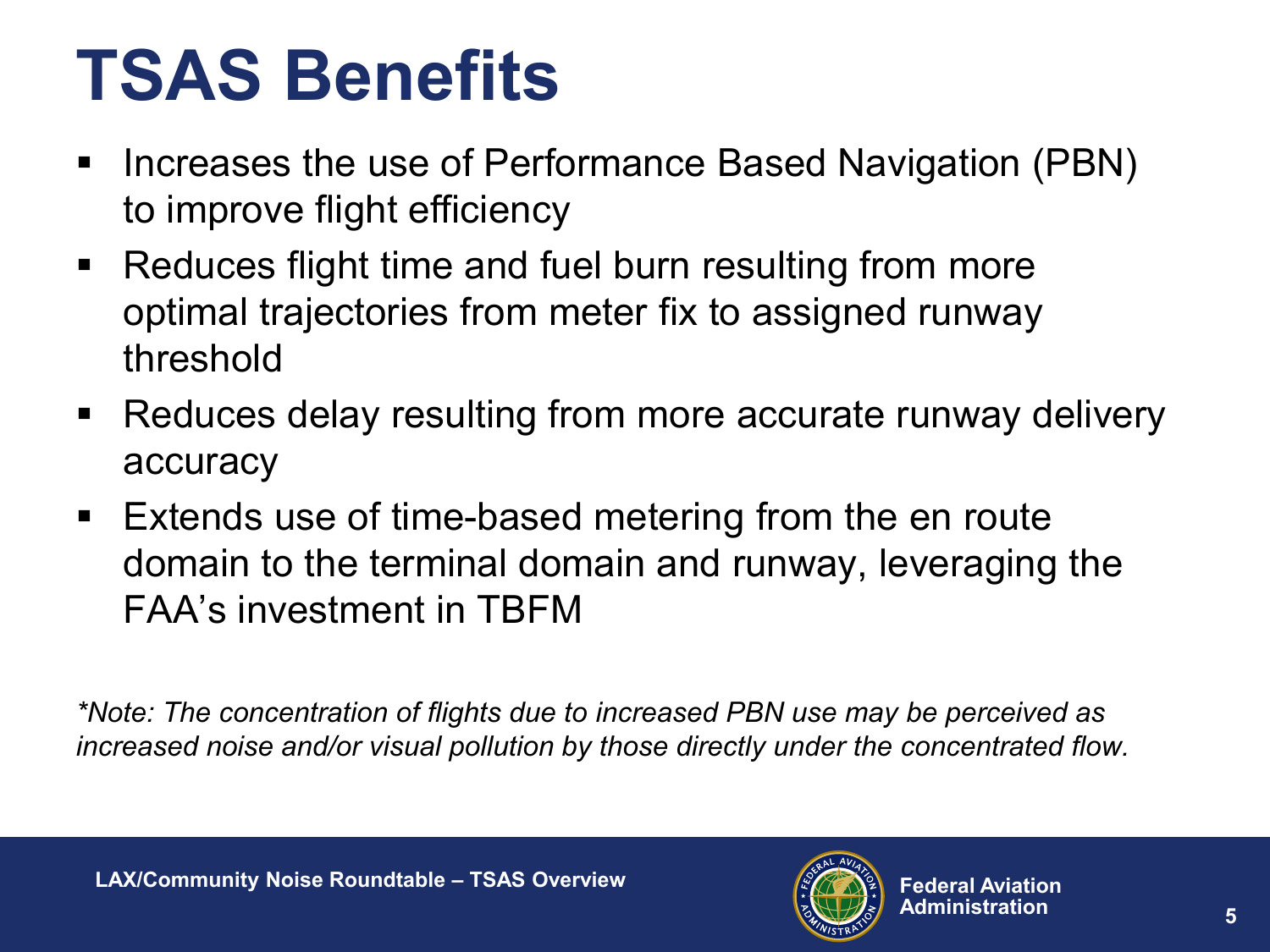# TSAS Benefits

- Increases the use of Performance Based Navigation (PBN) to improve flight efficiency
- Reduces flight time and fuel burn resulting from more optimal trajectories from meter fix to assigned runway threshold
- Reduces delay resulting from more accurate runway delivery accuracy
- Extends use of time-based metering from the en route domain to the terminal domain and runway, leveraging the FAA's investment in TBFM

*\*Note: The concentration of flights due to increased PBN use may be perceived as increased noise and/or visual pollution by those directly under the concentrated flow.*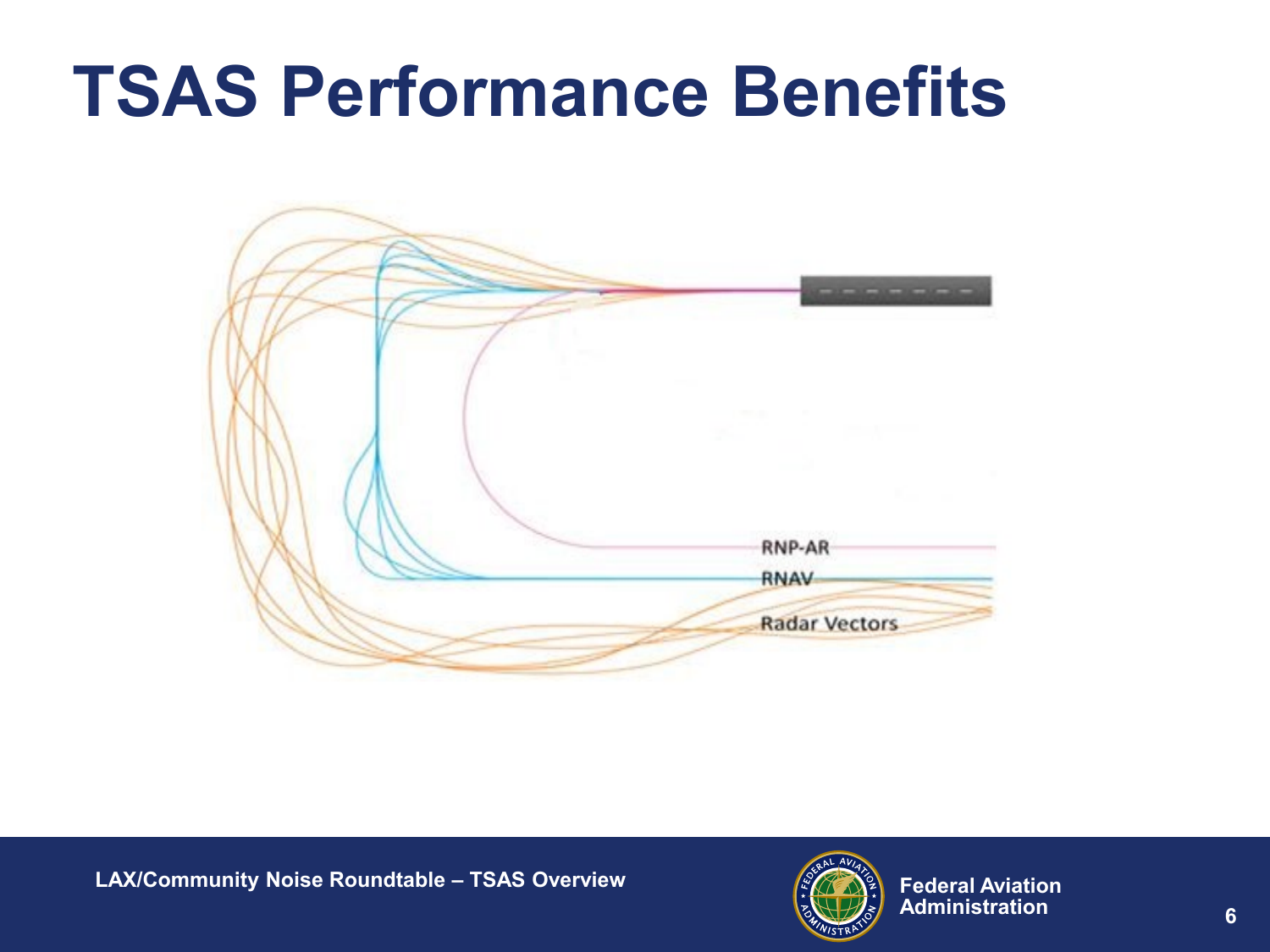# TSAS Performance Benefits

RNP-AR

RNAV

Radar Vectors